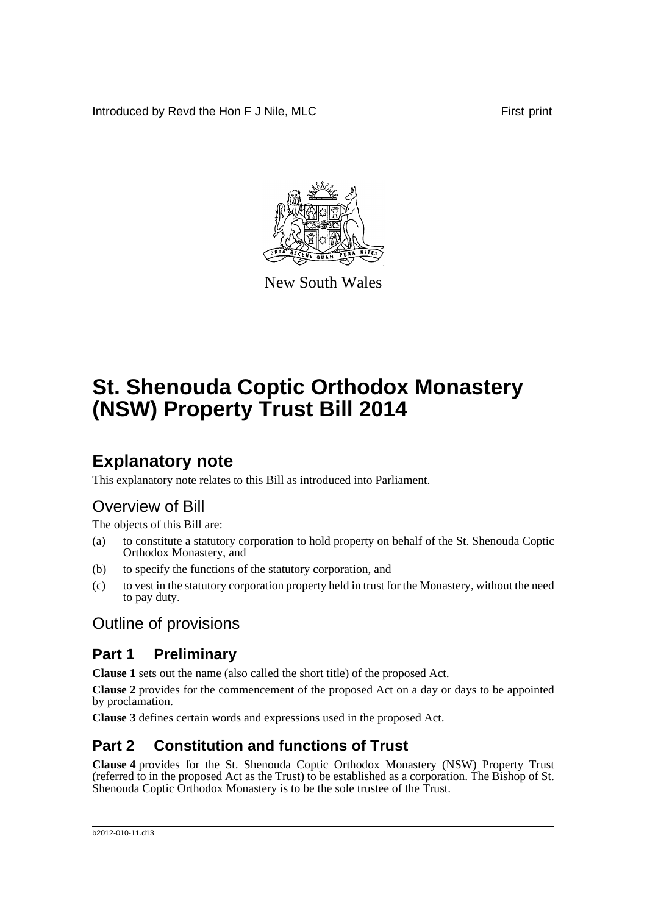Introduced by Revd the Hon F J Nile, MLC First print

New South Wales

# St. Shenouda Coptic Orthodox Monastery (NSW) Property Trust Bill 2014

## Explanatory note

This explanatory note relates to this Bill as introduced into Parliament.

### Overview of Bill

The objects of this Bill are:

(a) to constitute a statutory corporation to hold property on behalf of the St. Shenouda Coptic Orthodox Monastery, and

(b) to specify the functions of the statutory corporation, and

(c) to vest in the statutory corporation property held in trust for the Monastery, without the need to pay duty.

### Outline of provisions

## Part 1 Preliminary

**Clause 1** sets out the name (also called the short title) of the proposed Act.

**Clause 2** provides for the commencement of the proposed Act on a day or days to be appointed by proclamation.

**Clause 3** defines certain words and expressions used in the proposed Act.

## Part 2 Constitution and functions of Trust

**Clause 4** provides for the St. Shenouda Coptic Orthodox Monastery (NSW) Property Trust (referred to in the proposed Act as the Trust) to be established as a corporation. The Bishop of St. Shenouda Coptic Orthodox Monastery is to be the sole trustee of the Trust.

b2012-010-11.d13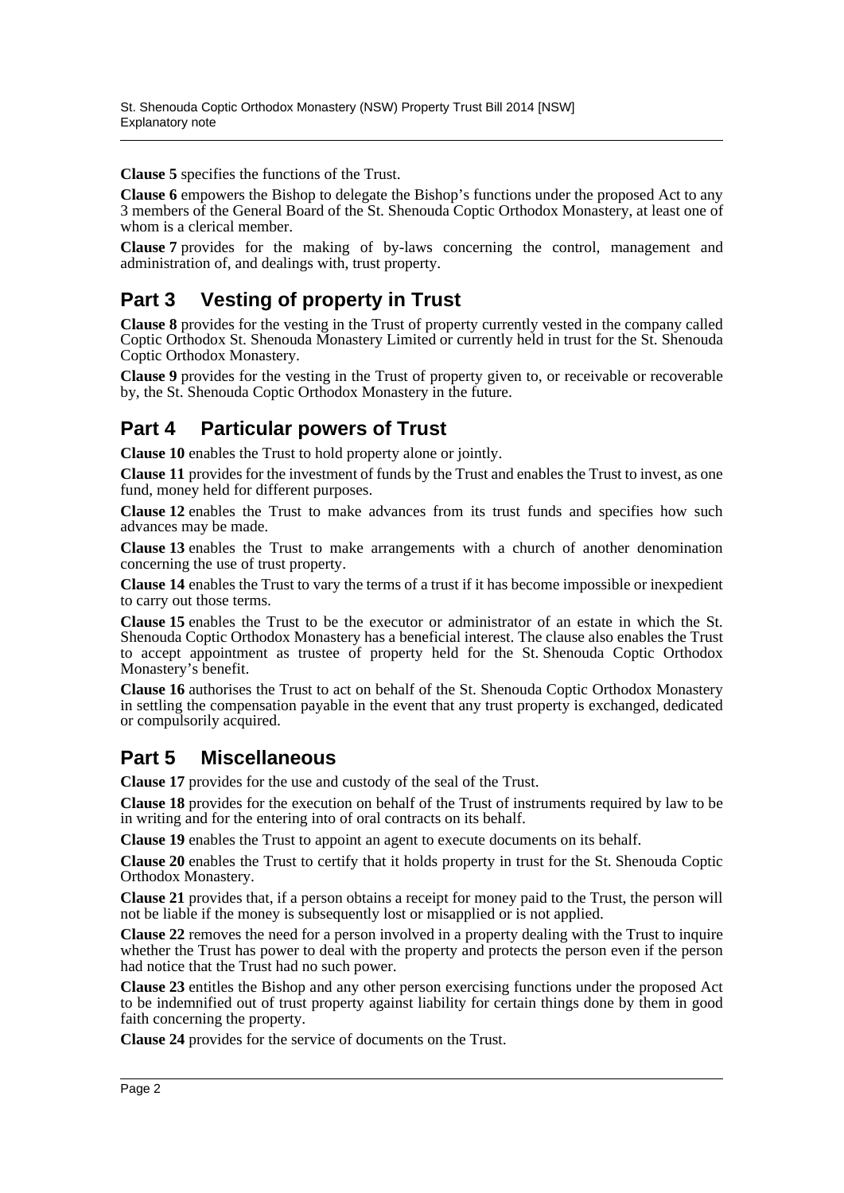**Clause 5** specifies the functions of the Trust.

**Clause 6** empowers the Bishop to delegate the Bishop's functions under the proposed Act to any 3 members of the General Board of the St. Shenouda Coptic Orthodox Monastery, at least one of whom is a clerical member.

**Clause 7** provides for the making of by-laws concerning the control, management and administration of, and dealings with, trust property.

## Part 3 Vesting of property in Trust

**Clause 8** provides for the vesting in the Trust of property currently vested in the company called Coptic Orthodox St. Shenouda Monastery Limited or currently held in trust for the St. Shenouda Coptic Orthodox Monastery.

**Clause 9** provides for the vesting in the Trust of property given to, or receivable or recoverable by, the St. Shenouda Coptic Orthodox Monastery in the future.

## Part 4 Particular powers of Trust

**Clause 10** enables the Trust to hold property alone or jointly.

**Clause 11** provides for the investment of funds by the Trust and enables the Trust to invest, as one fund, money held for different purposes.

**Clause 12** enables the Trust to make advances from its trust funds and specifies how such advances may be made.

**Clause 13** enables the Trust to make arrangements with a church of another denomination concerning the use of trust property.

**Clause 14** enables the Trust to vary the terms of a trust if it has become impossible or inexpedient to carry out those terms.

**Clause 15** enables the Trust to be the executor or administrator of an estate in which the St. Shenouda Coptic Orthodox Monastery has a beneficial interest. The clause also enables the Trust to accept appointment as trustee of property held for the St. Shenouda Coptic Orthodox Monastery's benefit.

**Clause 16** authorises the Trust to act on behalf of the St. Shenouda Coptic Orthodox Monastery in settling the compensation payable in the event that any trust property is exchanged, dedicated or compulsorily acquired.

## Part 5 Miscellaneous

**Clause 17** provides for the use and custody of the seal of the Trust.

**Clause 18** provides for the execution on behalf of the Trust of instruments required by law to be in writing and for the entering into of oral contracts on its behalf.

**Clause 19** enables the Trust to appoint an agent to execute documents on its behalf.

**Clause 20** enables the Trust to certify that it holds property in trust for the St. Shenouda Coptic Orthodox Monastery.

**Clause 21** provides that, if a person obtains a receipt for money paid to the Trust, the person will not be liable if the money is subsequently lost or misapplied or is not applied.

**Clause 22** removes the need for a person involved in a property dealing with the Trust to inquire whether the Trust has power to deal with the property and protects the person even if the person had notice that the Trust had no such power.

**Clause 23** entitles the Bishop and any other person exercising functions under the proposed Act to be indemnified out of trust property against liability for certain things done by them in good faith concerning the property.

**Clause 24** provides for the service of documents on the Trust.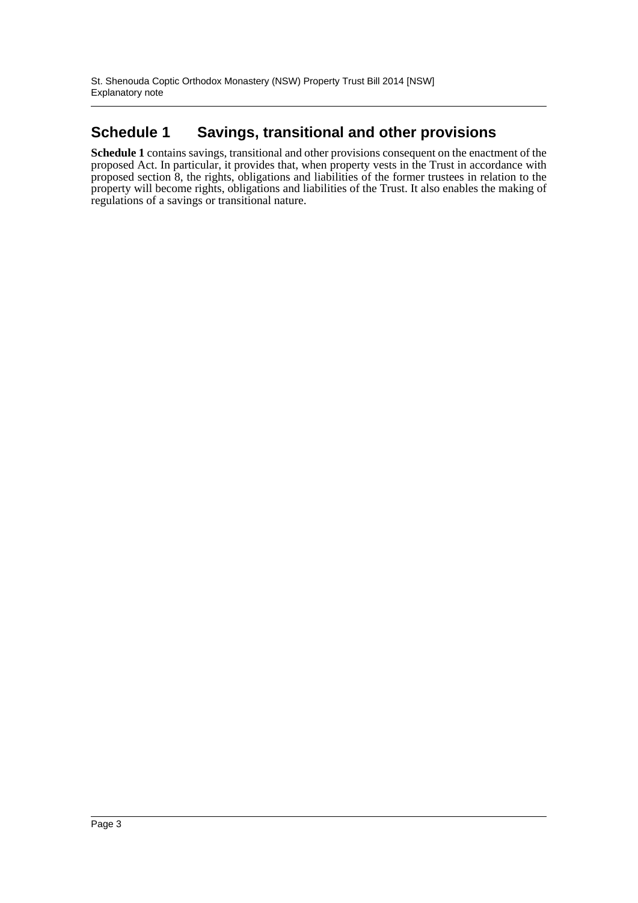## Schedule 1 Savings, transitional and other provisions

**Schedule 1** contains savings, transitional and other provisions consequent on the enactment of the proposed Act. In particular, it provides that, when property vests in the Trust in accordance with proposed section 8, the rights, obligations and liabilities of the former trustees in relation to the property will become rights, obligations and liabilities of the Trust. It also enables the making of regulations of a savings or transitional nature.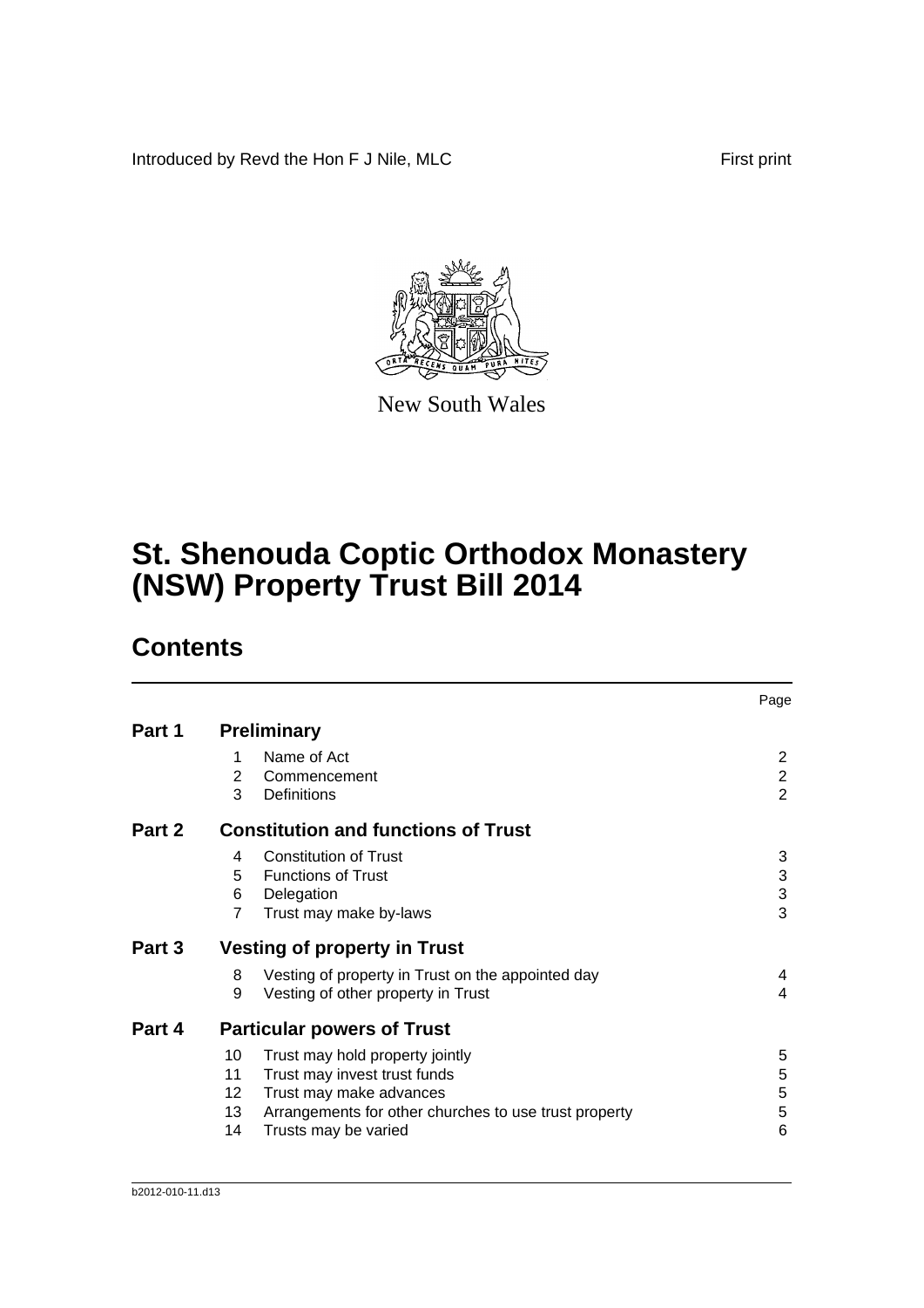Introduced by Revd the Hon F J Nile, MLC

First print

New South Wales

# St. Shenouda Coptic Orthodox Monastery (NSW) Property Trust Bill 2014

## Contents

| | | | Page |
|---|---|---|---|
| **Part 1** | **Preliminary** | | |
| | 1 | Name of Act | 2 |
| | 2 | Commencement | 2 |
| | 3 | Definitions | 2 |
| **Part 2** | **Constitution and functions of Trust** | | |
| | 4 | Constitution of Trust | 3 |
| | 5 | Functions of Trust | 3 |
| | 6 | Delegation | 3 |
| | 7 | Trust may make by-laws | 3 |
| **Part 3** | **Vesting of property in Trust** | | |
| | 8 | Vesting of property in Trust on the appointed day | 4 |
| | 9 | Vesting of other property in Trust | 4 |
| **Part 4** | **Particular powers of Trust** | | |
| | 10 | Trust may hold property jointly | 5 |
| | 11 | Trust may invest trust funds | 5 |
| | 12 | Trust may make advances | 5 |
| | 13 | Arrangements for other churches to use trust property | 5 |
| | 14 | Trusts may be varied | 6 |

b2012-010-11.d13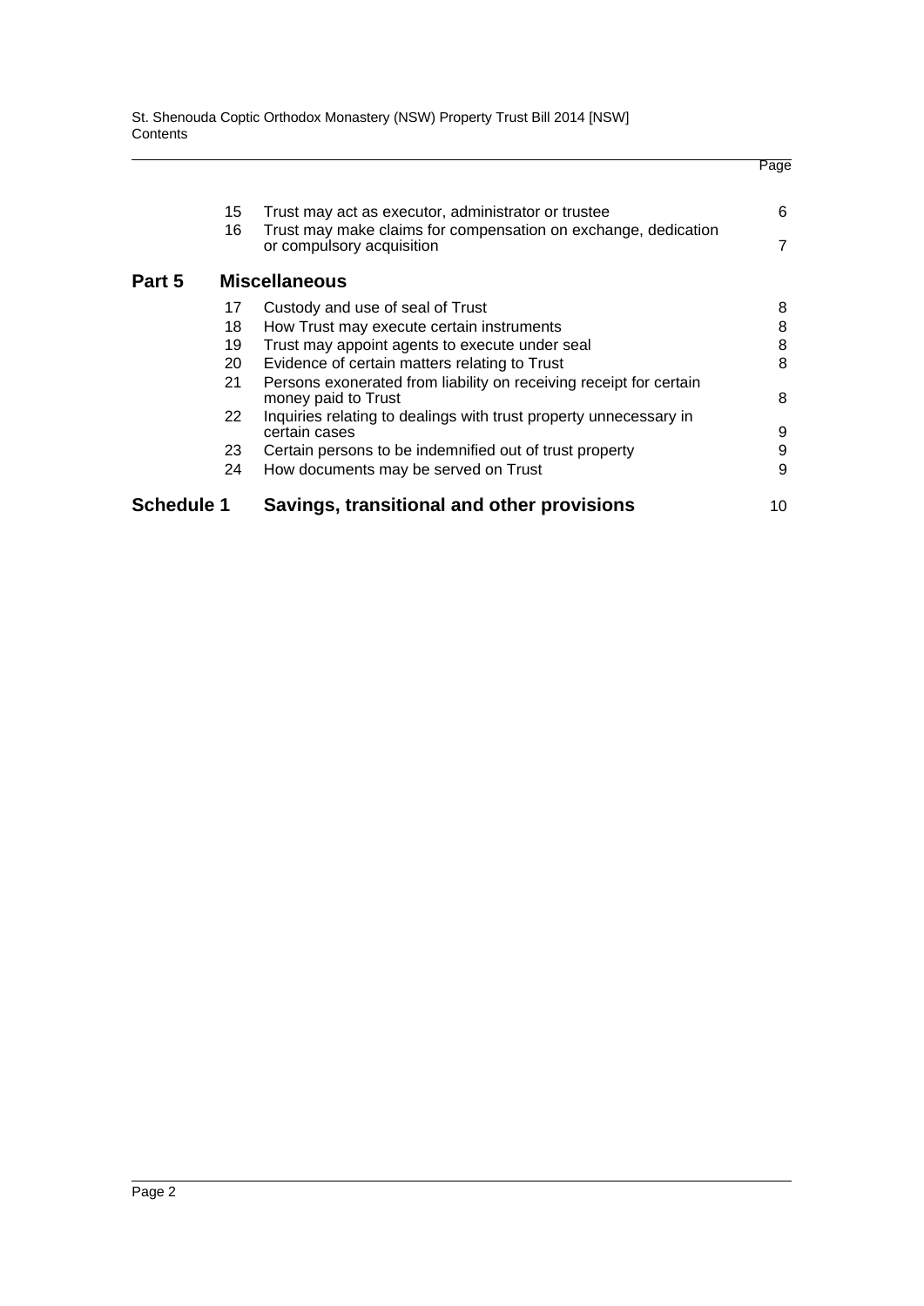| | | | Page |
|---|---|---|---|
| | 15 | Trust may act as executor, administrator or trustee | 6 |
| | 16 | Trust may make claims for compensation on exchange, dedication or compulsory acquisition | 7 |
| **Part 5** | | **Miscellaneous** | |
| | 17 | Custody and use of seal of Trust | 8 |
| | 18 | How Trust may execute certain instruments | 8 |
| | 19 | Trust may appoint agents to execute under seal | 8 |
| | 20 | Evidence of certain matters relating to Trust | 8 |
| | 21 | Persons exonerated from liability on receiving receipt for certain money paid to Trust | 8 |
| | 22 | Inquiries relating to dealings with trust property unnecessary in certain cases | 9 |
| | 23 | Certain persons to be indemnified out of trust property | 9 |
| | 24 | How documents may be served on Trust | 9 |
| **Schedule 1** | | **Savings, transitional and other provisions** | 10 |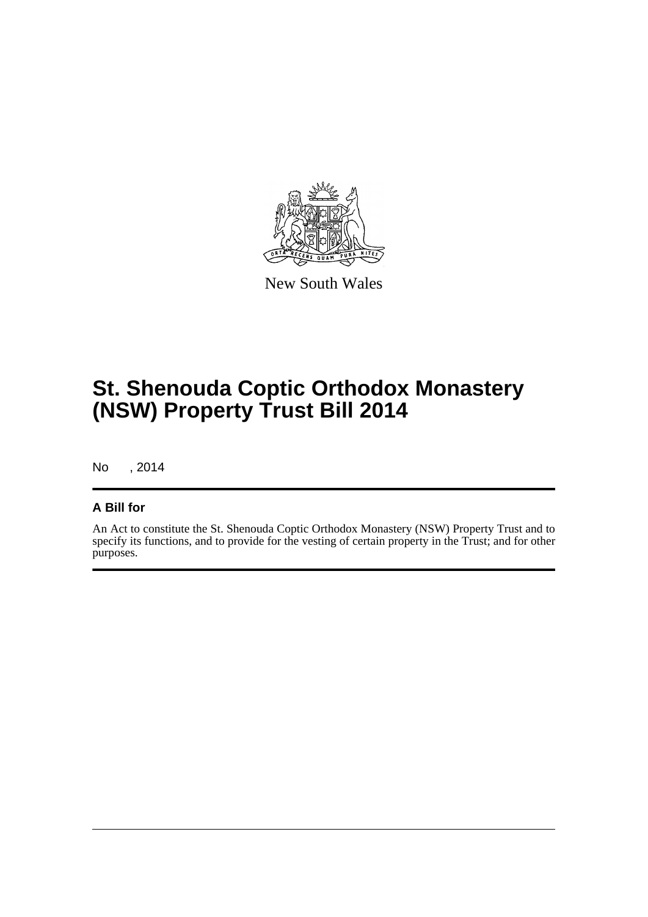New South Wales

# St. Shenouda Coptic Orthodox Monastery (NSW) Property Trust Bill 2014

No , 2014

## A Bill for

An Act to constitute the St. Shenouda Coptic Orthodox Monastery (NSW) Property Trust and to specify its functions, and to provide for the vesting of certain property in the Trust; and for other purposes.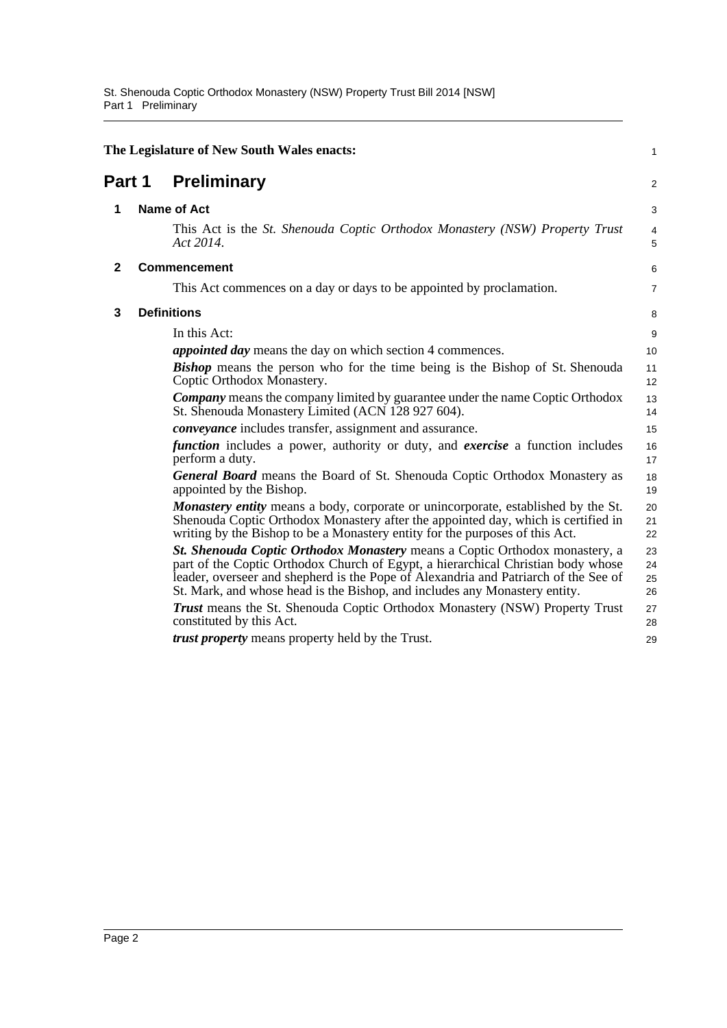The Legislature of New South Wales enacts:

# Part 1 Preliminary

## 1 Name of Act

This Act is the *St. Shenouda Coptic Orthodox Monastery (NSW) Property Trust Act 2014*.

## 2 Commencement

This Act commences on a day or days to be appointed by proclamation.

## 3 Definitions

In this Act:

***appointed day*** means the day on which section 4 commences.

***Bishop*** means the person who for the time being is the Bishop of St. Shenouda Coptic Orthodox Monastery.

***Company*** means the company limited by guarantee under the name Coptic Orthodox St. Shenouda Monastery Limited (ACN 128 927 604).

***conveyance*** includes transfer, assignment and assurance.

***function*** includes a power, authority or duty, and ***exercise*** a function includes perform a duty.

***General Board*** means the Board of St. Shenouda Coptic Orthodox Monastery as appointed by the Bishop.

***Monastery entity*** means a body, corporate or unincorporate, established by the St. Shenouda Coptic Orthodox Monastery after the appointed day, which is certified in writing by the Bishop to be a Monastery entity for the purposes of this Act.

***St. Shenouda Coptic Orthodox Monastery*** means a Coptic Orthodox monastery, a part of the Coptic Orthodox Church of Egypt, a hierarchical Christian body whose leader, overseer and shepherd is the Pope of Alexandria and Patriarch of the See of St. Mark, and whose head is the Bishop, and includes any Monastery entity.

***Trust*** means the St. Shenouda Coptic Orthodox Monastery (NSW) Property Trust constituted by this Act.

***trust property*** means property held by the Trust.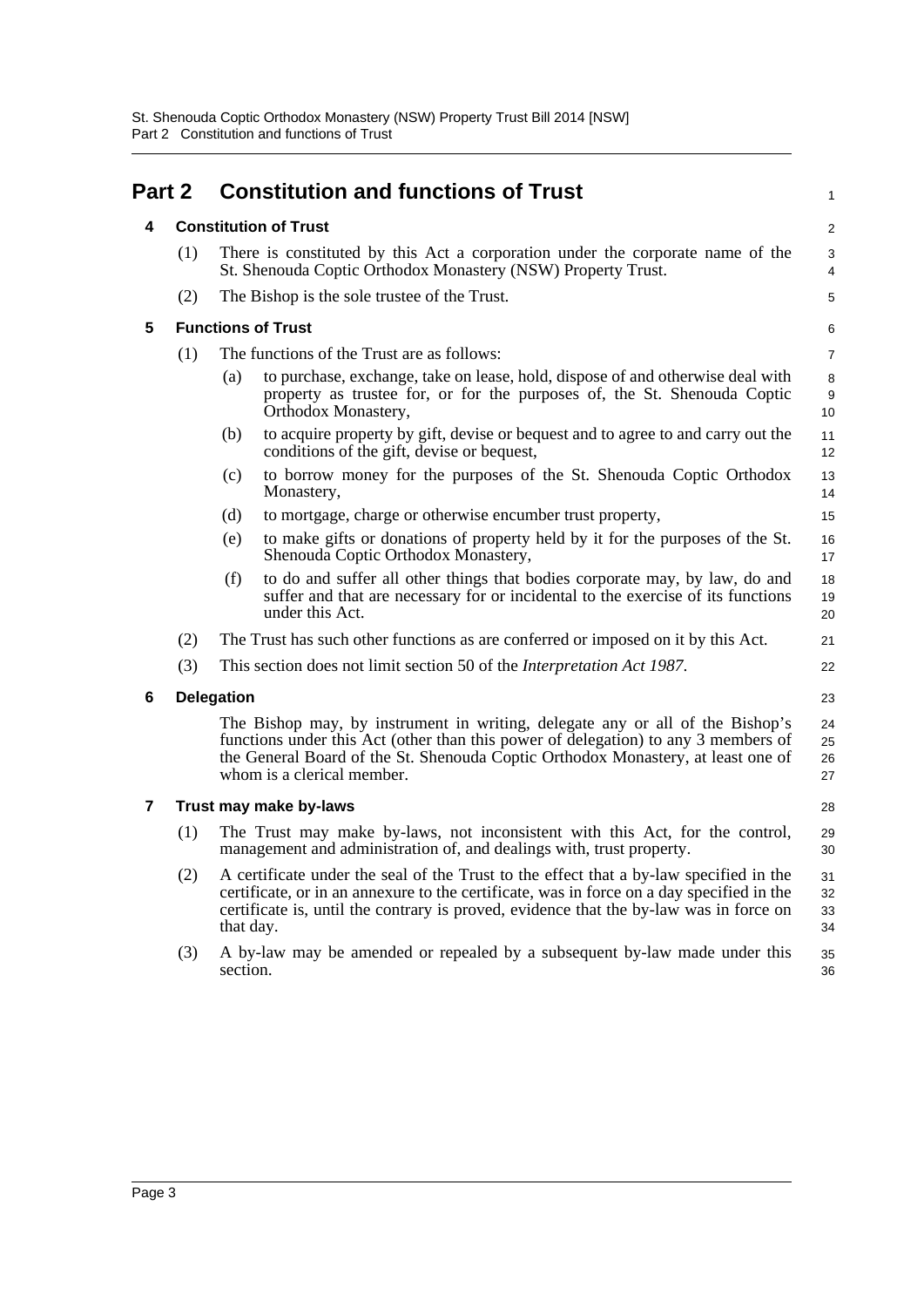# Part 2 Constitution and functions of Trust

## 4 Constitution of Trust

(1) There is constituted by this Act a corporation under the corporate name of the St. Shenouda Coptic Orthodox Monastery (NSW) Property Trust.

(2) The Bishop is the sole trustee of the Trust.

## 5 Functions of Trust

(1) The functions of the Trust are as follows:

- (a) to purchase, exchange, take on lease, hold, dispose of and otherwise deal with property as trustee for, or for the purposes of, the St. Shenouda Coptic Orthodox Monastery,
- (b) to acquire property by gift, devise or bequest and to agree to and carry out the conditions of the gift, devise or bequest,
- (c) to borrow money for the purposes of the St. Shenouda Coptic Orthodox Monastery,
- (d) to mortgage, charge or otherwise encumber trust property,
- (e) to make gifts or donations of property held by it for the purposes of the St. Shenouda Coptic Orthodox Monastery,
- (f) to do and suffer all other things that bodies corporate may, by law, do and suffer and that are necessary for or incidental to the exercise of its functions under this Act.

(2) The Trust has such other functions as are conferred or imposed on it by this Act.

(3) This section does not limit section 50 of the *Interpretation Act 1987*.

## 6 Delegation

The Bishop may, by instrument in writing, delegate any or all of the Bishop's functions under this Act (other than this power of delegation) to any 3 members of the General Board of the St. Shenouda Coptic Orthodox Monastery, at least one of whom is a clerical member.

## 7 Trust may make by-laws

(1) The Trust may make by-laws, not inconsistent with this Act, for the control, management and administration of, and dealings with, trust property.

(2) A certificate under the seal of the Trust to the effect that a by-law specified in the certificate, or in an annexure to the certificate, was in force on a day specified in the certificate is, until the contrary is proved, evidence that the by-law was in force on that day.

(3) A by-law may be amended or repealed by a subsequent by-law made under this section.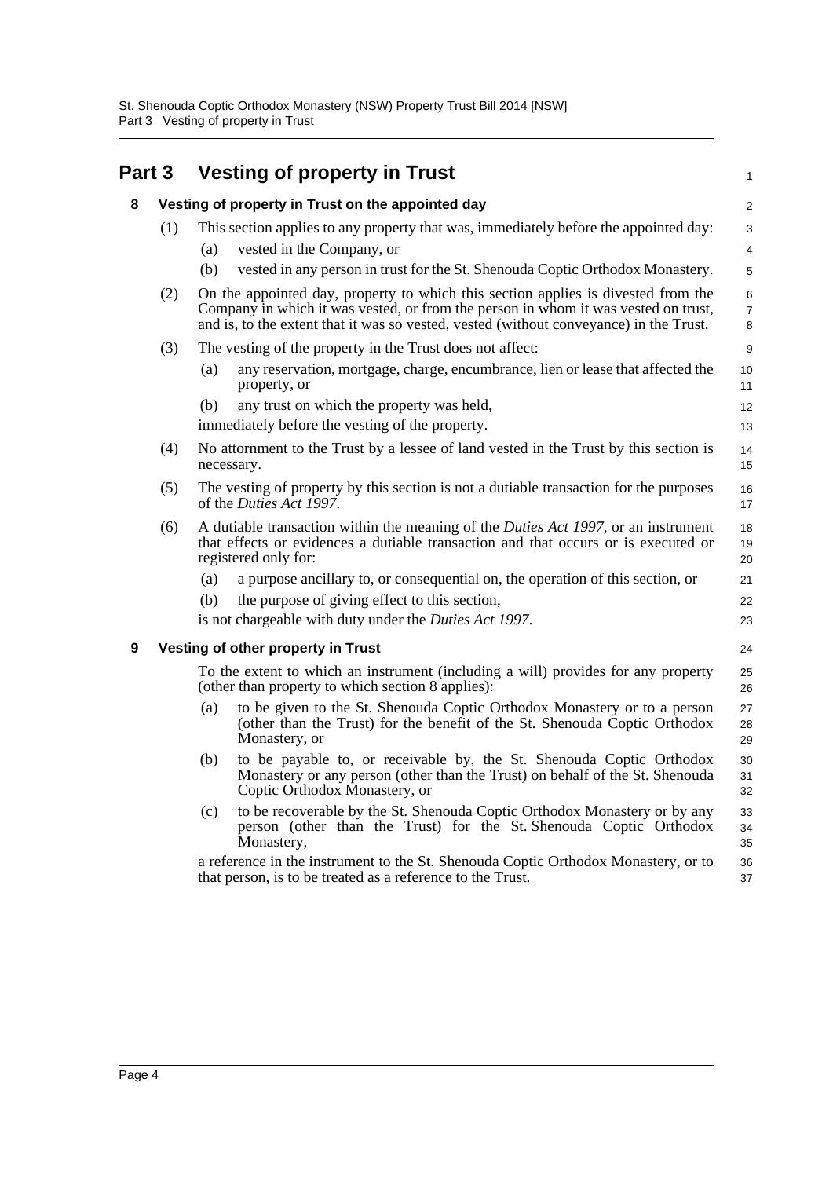# Part 3 Vesting of property in Trust

## 8 Vesting of property in Trust on the appointed day

(1) This section applies to any property that was, immediately before the appointed day:

(a) vested in the Company, or

(b) vested in any person in trust for the St. Shenouda Coptic Orthodox Monastery.

(2) On the appointed day, property to which this section applies is divested from the Company in which it was vested, or from the person in whom it was vested on trust, and is, to the extent that it was so vested, vested (without conveyance) in the Trust.

(3) The vesting of the property in the Trust does not affect:

(a) any reservation, mortgage, charge, encumbrance, lien or lease that affected the property, or

(b) any trust on which the property was held,

immediately before the vesting of the property.

(4) No attornment to the Trust by a lessee of land vested in the Trust by this section is necessary.

(5) The vesting of property by this section is not a dutiable transaction for the purposes of the *Duties Act 1997*.

(6) A dutiable transaction within the meaning of the *Duties Act 1997*, or an instrument that effects or evidences a dutiable transaction and that occurs or is executed or registered only for:

(a) a purpose ancillary to, or consequential on, the operation of this section, or

(b) the purpose of giving effect to this section,

is not chargeable with duty under the *Duties Act 1997*.

## 9 Vesting of other property in Trust

To the extent to which an instrument (including a will) provides for any property (other than property to which section 8 applies):

(a) to be given to the St. Shenouda Coptic Orthodox Monastery or to a person (other than the Trust) for the benefit of the St. Shenouda Coptic Orthodox Monastery, or

(b) to be payable to, or receivable by, the St. Shenouda Coptic Orthodox Monastery or any person (other than the Trust) on behalf of the St. Shenouda Coptic Orthodox Monastery, or

(c) to be recoverable by the St. Shenouda Coptic Orthodox Monastery or by any person (other than the Trust) for the St. Shenouda Coptic Orthodox Monastery,

a reference in the instrument to the St. Shenouda Coptic Orthodox Monastery, or to that person, is to be treated as a reference to the Trust.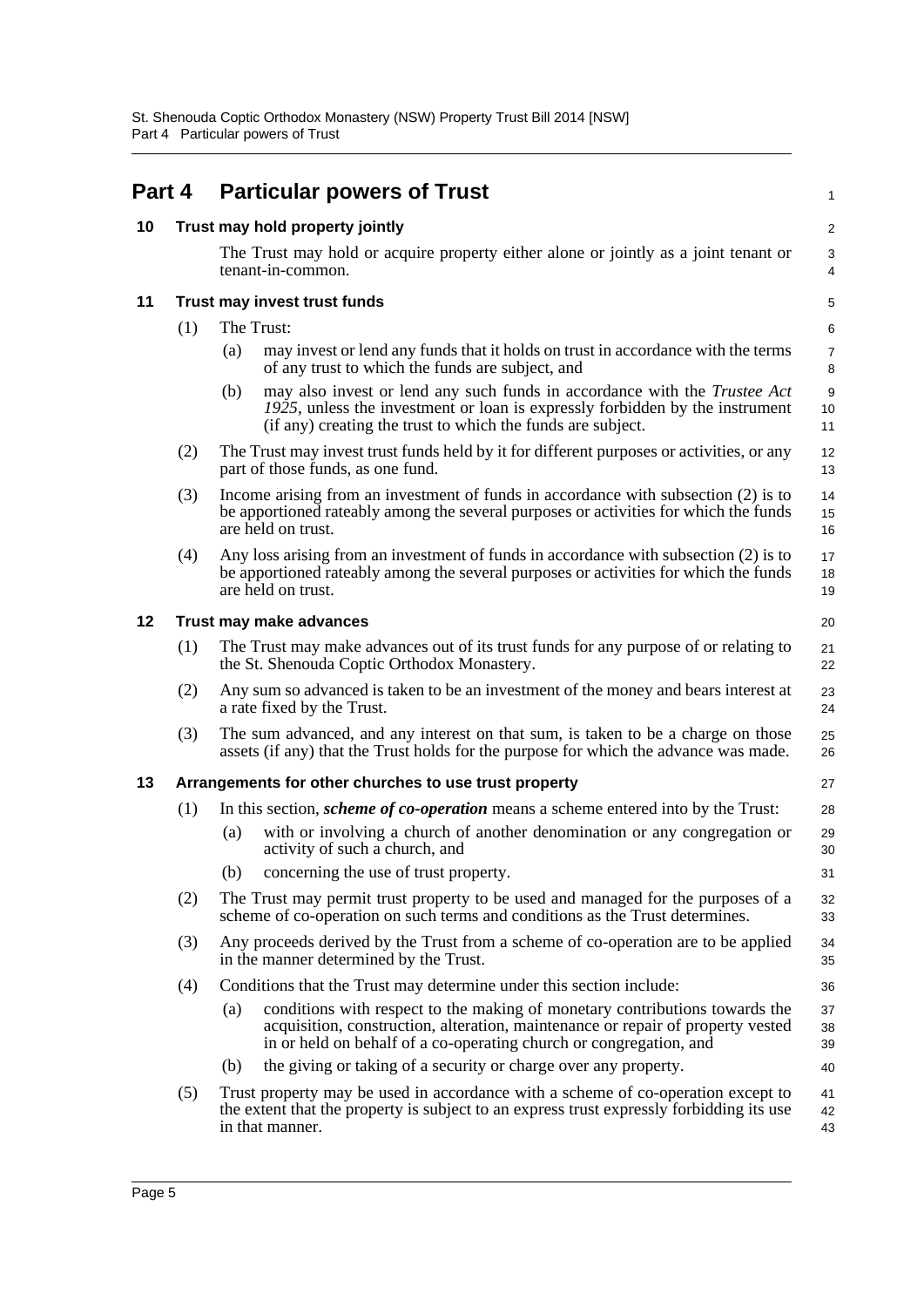## Part 4 Particular powers of Trust

### 10 Trust may hold property jointly

The Trust may hold or acquire property either alone or jointly as a joint tenant or tenant-in-common.

### 11 Trust may invest trust funds

(1) The Trust:

(a) may invest or lend any funds that it holds on trust in accordance with the terms of any trust to which the funds are subject, and

(b) may also invest or lend any such funds in accordance with the *Trustee Act 1925*, unless the investment or loan is expressly forbidden by the instrument (if any) creating the trust to which the funds are subject.

(2) The Trust may invest trust funds held by it for different purposes or activities, or any part of those funds, as one fund.

(3) Income arising from an investment of funds in accordance with subsection (2) is to be apportioned rateably among the several purposes or activities for which the funds are held on trust.

(4) Any loss arising from an investment of funds in accordance with subsection (2) is to be apportioned rateably among the several purposes or activities for which the funds are held on trust.

### 12 Trust may make advances

(1) The Trust may make advances out of its trust funds for any purpose of or relating to the St. Shenouda Coptic Orthodox Monastery.

(2) Any sum so advanced is taken to be an investment of the money and bears interest at a rate fixed by the Trust.

(3) The sum advanced, and any interest on that sum, is taken to be a charge on those assets (if any) that the Trust holds for the purpose for which the advance was made.

### 13 Arrangements for other churches to use trust property

(1) In this section, ***scheme of co-operation*** means a scheme entered into by the Trust:

(a) with or involving a church of another denomination or any congregation or activity of such a church, and

(b) concerning the use of trust property.

(2) The Trust may permit trust property to be used and managed for the purposes of a scheme of co-operation on such terms and conditions as the Trust determines.

(3) Any proceeds derived by the Trust from a scheme of co-operation are to be applied in the manner determined by the Trust.

(4) Conditions that the Trust may determine under this section include:

(a) conditions with respect to the making of monetary contributions towards the acquisition, construction, alteration, maintenance or repair of property vested in or held on behalf of a co-operating church or congregation, and

(b) the giving or taking of a security or charge over any property.

(5) Trust property may be used in accordance with a scheme of co-operation except to the extent that the property is subject to an express trust expressly forbidding its use in that manner.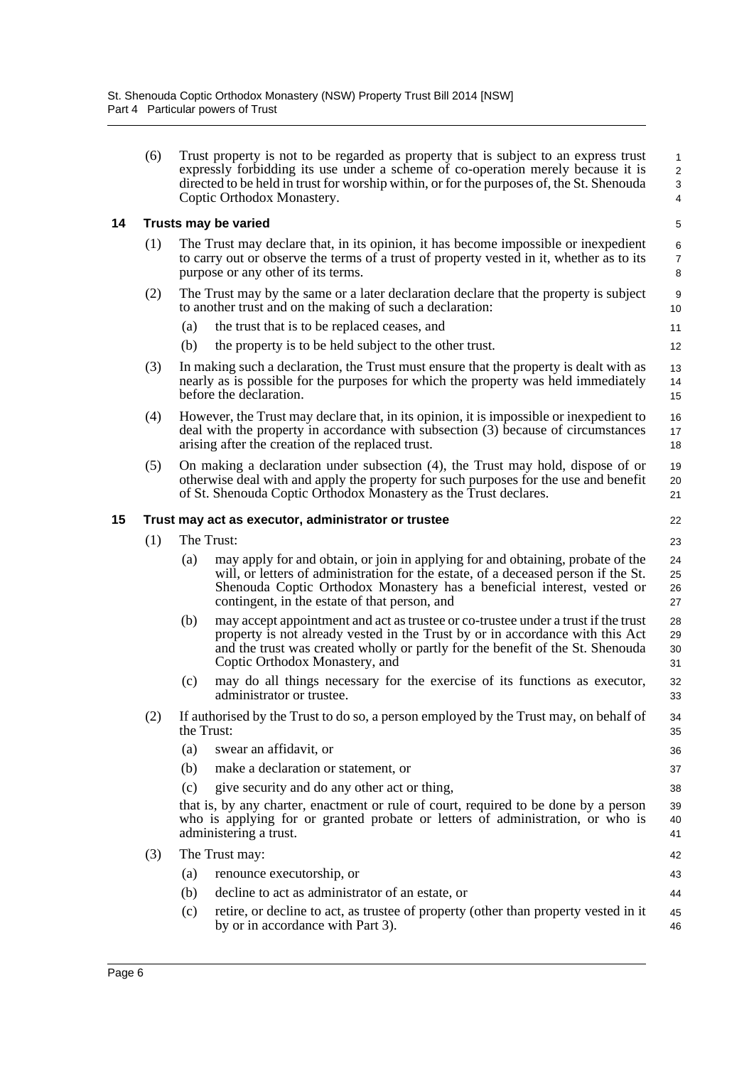(6) Trust property is not to be regarded as property that is subject to an express trust expressly forbidding its use under a scheme of co-operation merely because it is directed to be held in trust for worship within, or for the purposes of, the St. Shenouda Coptic Orthodox Monastery.

### 14 Trusts may be varied

(1) The Trust may declare that, in its opinion, it has become impossible or inexpedient to carry out or observe the terms of a trust of property vested in it, whether as to its purpose or any other of its terms.

(2) The Trust may by the same or a later declaration declare that the property is subject to another trust and on the making of such a declaration:

- (a) the trust that is to be replaced ceases, and
- (b) the property is to be held subject to the other trust.

(3) In making such a declaration, the Trust must ensure that the property is dealt with as nearly as is possible for the purposes for which the property was held immediately before the declaration.

(4) However, the Trust may declare that, in its opinion, it is impossible or inexpedient to deal with the property in accordance with subsection (3) because of circumstances arising after the creation of the replaced trust.

(5) On making a declaration under subsection (4), the Trust may hold, dispose of or otherwise deal with and apply the property for such purposes for the use and benefit of St. Shenouda Coptic Orthodox Monastery as the Trust declares.

### 15 Trust may act as executor, administrator or trustee

(1) The Trust:

- (a) may apply for and obtain, or join in applying for and obtaining, probate of the will, or letters of administration for the estate, of a deceased person if the St. Shenouda Coptic Orthodox Monastery has a beneficial interest, vested or contingent, in the estate of that person, and
- (b) may accept appointment and act as trustee or co-trustee under a trust if the trust property is not already vested in the Trust by or in accordance with this Act and the trust was created wholly or partly for the benefit of the St. Shenouda Coptic Orthodox Monastery, and
- (c) may do all things necessary for the exercise of its functions as executor, administrator or trustee.

(2) If authorised by the Trust to do so, a person employed by the Trust may, on behalf of the Trust:

- (a) swear an affidavit, or
- (b) make a declaration or statement, or
- (c) give security and do any other act or thing,

that is, by any charter, enactment or rule of court, required to be done by a person who is applying for or granted probate or letters of administration, or who is administering a trust.

(3) The Trust may:

- (a) renounce executorship, or
- (b) decline to act as administrator of an estate, or
- (c) retire, or decline to act, as trustee of property (other than property vested in it by or in accordance with Part 3).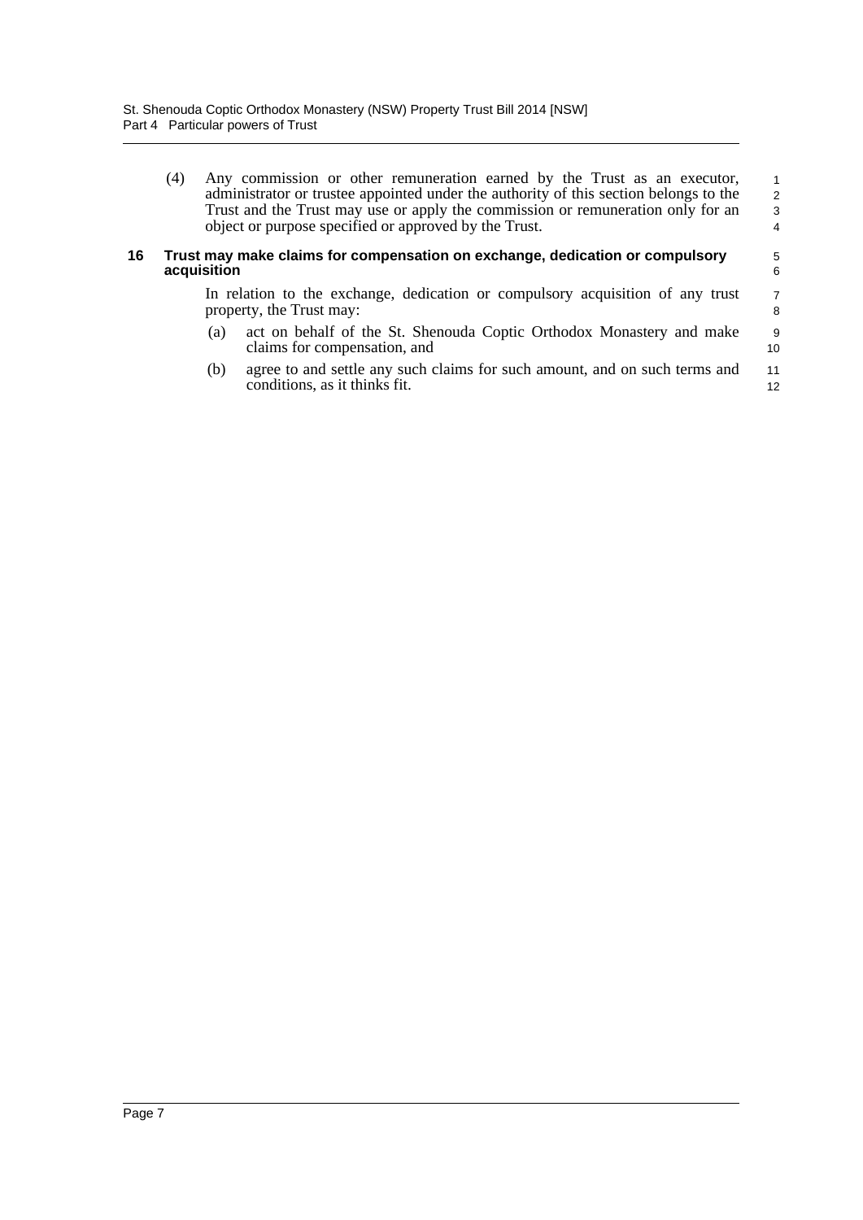(4) Any commission or other remuneration earned by the Trust as an executor, administrator or trustee appointed under the authority of this section belongs to the Trust and the Trust may use or apply the commission or remuneration only for an object or purpose specified or approved by the Trust.

### 16 Trust may make claims for compensation on exchange, dedication or compulsory acquisition

In relation to the exchange, dedication or compulsory acquisition of any trust property, the Trust may:

(a) act on behalf of the St. Shenouda Coptic Orthodox Monastery and make claims for compensation, and

(b) agree to and settle any such claims for such amount, and on such terms and conditions, as it thinks fit.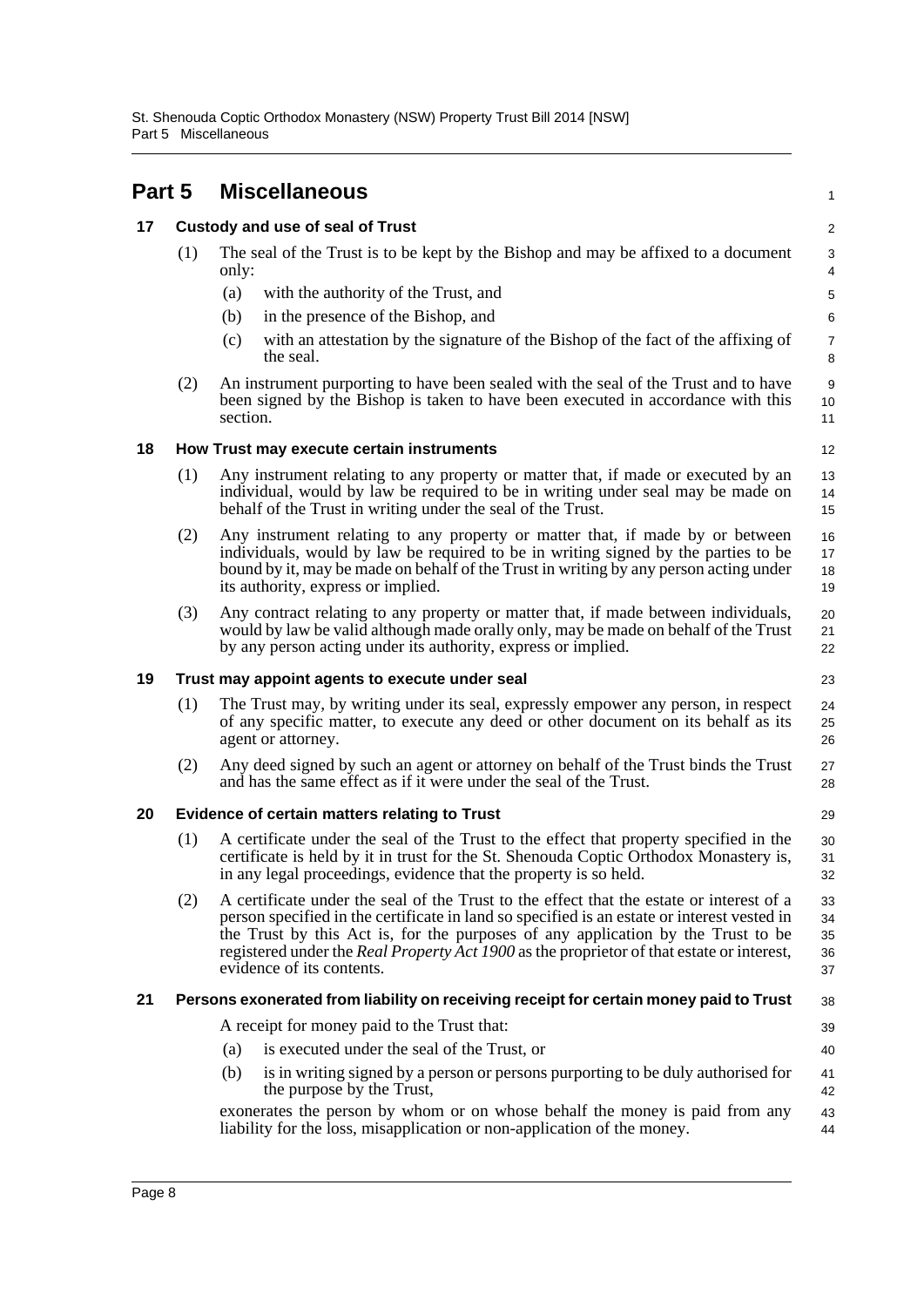# Part 5 Miscellaneous

## 17 Custody and use of seal of Trust

(1) The seal of the Trust is to be kept by the Bishop and may be affixed to a document only:

(a) with the authority of the Trust, and

(b) in the presence of the Bishop, and

(c) with an attestation by the signature of the Bishop of the fact of the affixing of the seal.

(2) An instrument purporting to have been sealed with the seal of the Trust and to have been signed by the Bishop is taken to have been executed in accordance with this section.

## 18 How Trust may execute certain instruments

(1) Any instrument relating to any property or matter that, if made or executed by an individual, would by law be required to be in writing under seal may be made on behalf of the Trust in writing under the seal of the Trust.

(2) Any instrument relating to any property or matter that, if made by or between individuals, would by law be required to be in writing signed by the parties to be bound by it, may be made on behalf of the Trust in writing by any person acting under its authority, express or implied.

(3) Any contract relating to any property or matter that, if made between individuals, would by law be valid although made orally only, may be made on behalf of the Trust by any person acting under its authority, express or implied.

## 19 Trust may appoint agents to execute under seal

(1) The Trust may, by writing under its seal, expressly empower any person, in respect of any specific matter, to execute any deed or other document on its behalf as its agent or attorney.

(2) Any deed signed by such an agent or attorney on behalf of the Trust binds the Trust and has the same effect as if it were under the seal of the Trust.

## 20 Evidence of certain matters relating to Trust

(1) A certificate under the seal of the Trust to the effect that property specified in the certificate is held by it in trust for the St. Shenouda Coptic Orthodox Monastery is, in any legal proceedings, evidence that the property is so held.

(2) A certificate under the seal of the Trust to the effect that the estate or interest of a person specified in the certificate in land so specified is an estate or interest vested in the Trust by this Act is, for the purposes of any application by the Trust to be registered under the *Real Property Act 1900* as the proprietor of that estate or interest, evidence of its contents.

## 21 Persons exonerated from liability on receiving receipt for certain money paid to Trust

A receipt for money paid to the Trust that:

(a) is executed under the seal of the Trust, or

(b) is in writing signed by a person or persons purporting to be duly authorised for the purpose by the Trust,

exonerates the person by whom or on whose behalf the money is paid from any liability for the loss, misapplication or non-application of the money.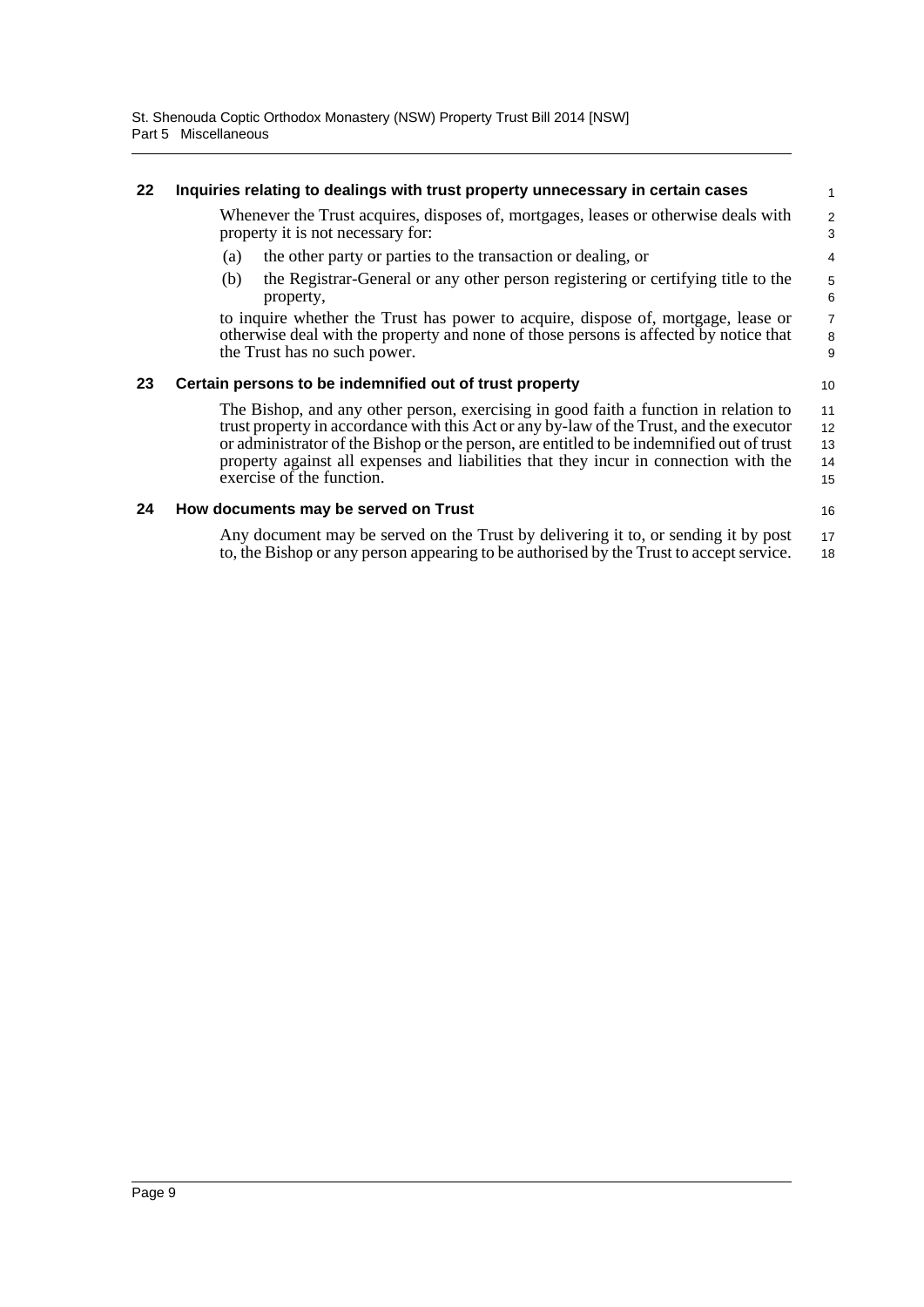## 22 Inquiries relating to dealings with trust property unnecessary in certain cases

Whenever the Trust acquires, disposes of, mortgages, leases or otherwise deals with property it is not necessary for:

(a) the other party or parties to the transaction or dealing, or

(b) the Registrar-General or any other person registering or certifying title to the property,

to inquire whether the Trust has power to acquire, dispose of, mortgage, lease or otherwise deal with the property and none of those persons is affected by notice that the Trust has no such power.

## 23 Certain persons to be indemnified out of trust property

The Bishop, and any other person, exercising in good faith a function in relation to trust property in accordance with this Act or any by-law of the Trust, and the executor or administrator of the Bishop or the person, are entitled to be indemnified out of trust property against all expenses and liabilities that they incur in connection with the exercise of the function.

## 24 How documents may be served on Trust

Any document may be served on the Trust by delivering it to, or sending it by post to, the Bishop or any person appearing to be authorised by the Trust to accept service.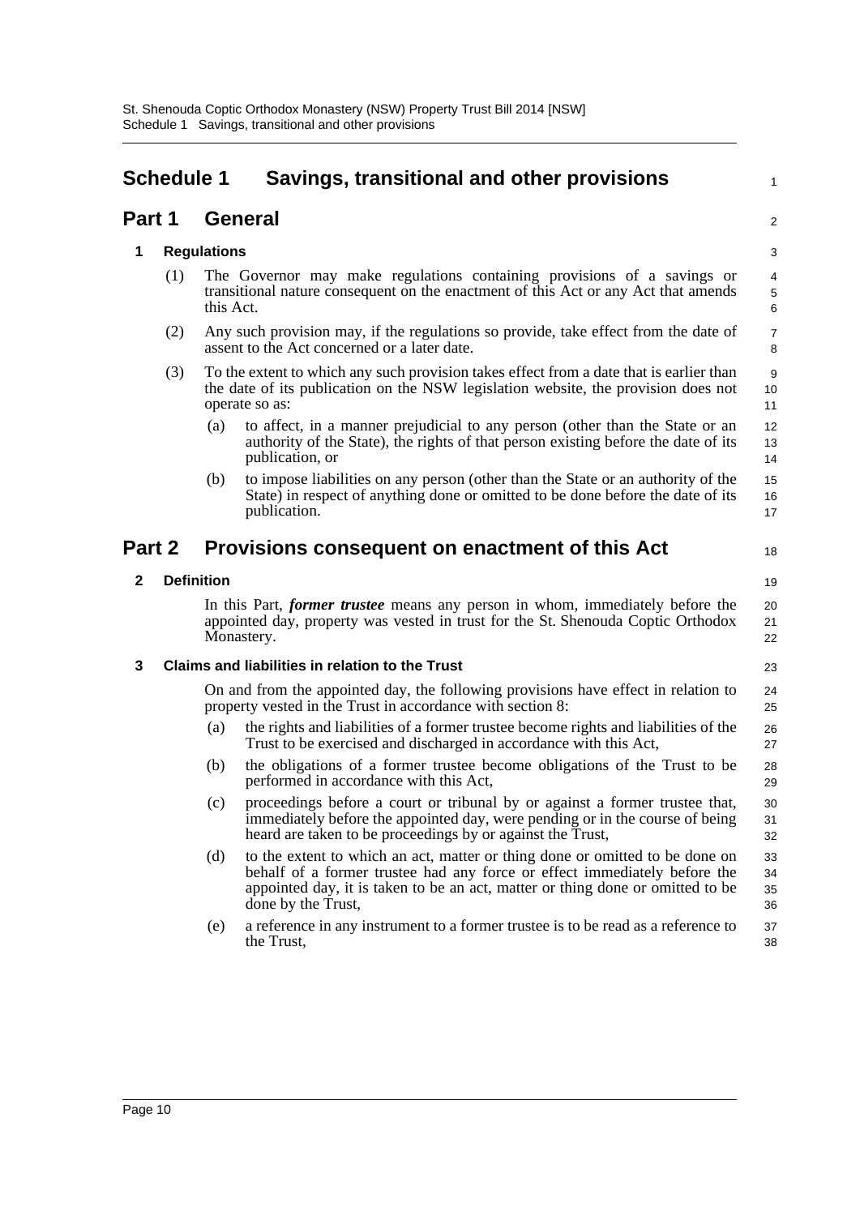# Schedule 1 Savings, transitional and other provisions

## Part 1 General

### 1 Regulations

(1) The Governor may make regulations containing provisions of a savings or transitional nature consequent on the enactment of this Act or any Act that amends this Act.

(2) Any such provision may, if the regulations so provide, take effect from the date of assent to the Act concerned or a later date.

(3) To the extent to which any such provision takes effect from a date that is earlier than the date of its publication on the NSW legislation website, the provision does not operate so as:

(a) to affect, in a manner prejudicial to any person (other than the State or an authority of the State), the rights of that person existing before the date of its publication, or

(b) to impose liabilities on any person (other than the State or an authority of the State) in respect of anything done or omitted to be done before the date of its publication.

## Part 2 Provisions consequent on enactment of this Act

### 2 Definition

In this Part, ***former trustee*** means any person in whom, immediately before the appointed day, property was vested in trust for the St. Shenouda Coptic Orthodox Monastery.

### 3 Claims and liabilities in relation to the Trust

On and from the appointed day, the following provisions have effect in relation to property vested in the Trust in accordance with section 8:

(a) the rights and liabilities of a former trustee become rights and liabilities of the Trust to be exercised and discharged in accordance with this Act,

(b) the obligations of a former trustee become obligations of the Trust to be performed in accordance with this Act,

(c) proceedings before a court or tribunal by or against a former trustee that, immediately before the appointed day, were pending or in the course of being heard are taken to be proceedings by or against the Trust,

(d) to the extent to which an act, matter or thing done or omitted to be done on behalf of a former trustee had any force or effect immediately before the appointed day, it is taken to be an act, matter or thing done or omitted to be done by the Trust,

(e) a reference in any instrument to a former trustee is to be read as a reference to the Trust,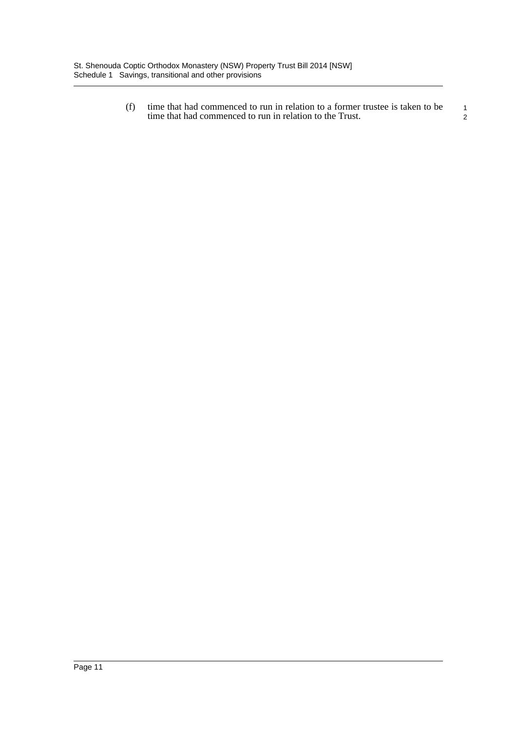(f) time that had commenced to run in relation to a former trustee is taken to be time that had commenced to run in relation to the Trust.